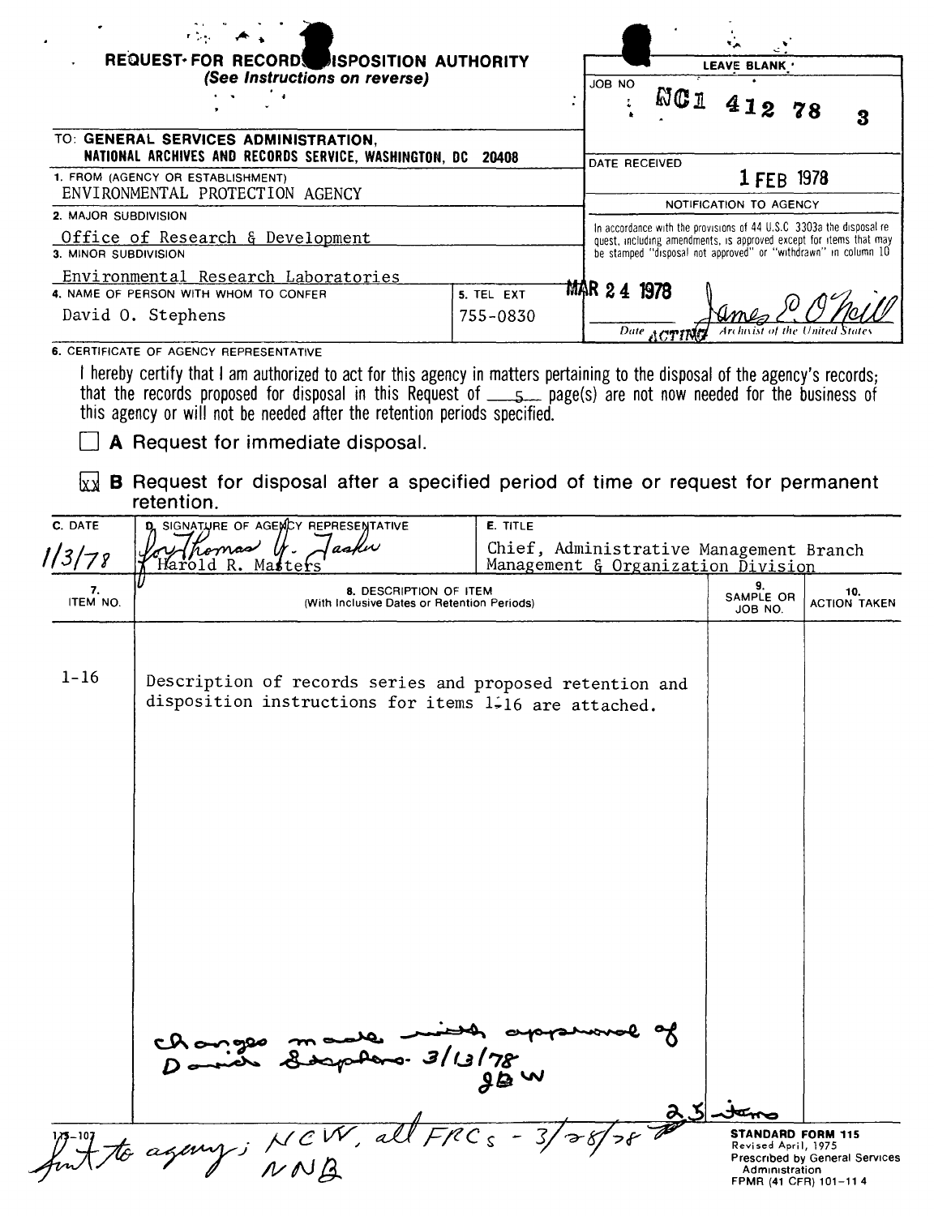# REQUEST FOR RECORDS DISPOSITION AUTHORITY

*(See Instructions on reverse)*

| LEAVE BLANK | |
|---|---|
| JOB NO | NC1 412 78 3 |
| DATE RECEIVED | 1 FEB 1978 |

**NOTIFICATION TO AGENCY**

In accordance with the provisions of 44 U.S.C. 3303a the disposal request, including amendments, is approved except for items that may be stamped "disposal not approved" or "withdrawn" in column 10.

MAR 24 1978 — Date — ACTING — James E. O'Neill, Archivist of the United States

TO: **GENERAL SERVICES ADMINISTRATION, NATIONAL ARCHIVES AND RECORDS SERVICE, WASHINGTON, DC 20408**

1. FROM (AGENCY OR ESTABLISHMENT)
ENVIRONMENTAL PROTECTION AGENCY

2. MAJOR SUBDIVISION
Office of Research & Development

3. MINOR SUBDIVISION
Environmental Research Laboratories

4. NAME OF PERSON WITH WHOM TO CONFER
David O. Stephens

5. TEL EXT
755-0830

6. CERTIFICATE OF AGENCY REPRESENTATIVE

I hereby certify that I am authorized to act for this agency in matters pertaining to the disposal of the agency's records; that the records proposed for disposal in this Request of 5 page(s) are not now needed for the business of this agency or will not be needed after the retention periods specified.

☐ **A** Request for immediate disposal.

☒ **B** Request for disposal after a specified period of time or request for permanent retention.

| C. DATE | D. SIGNATURE OF AGENCY REPRESENTATIVE | E. TITLE |
|---|---|---|
| 1/3/78 | for Thomas Y. Tasker / Harold R. Masters | Chief, Administrative Management Branch, Management & Organization Division |

| 7. ITEM NO. | 8. DESCRIPTION OF ITEM (With Inclusive Dates or Retention Periods) | 9. SAMPLE OR JOB NO. | 10. ACTION TAKEN |
|---|---|---|---|
| 1-16 | Description of records series and proposed retention and disposition instructions for items 1-16 are attached. | | |

Changes made with approval of David Stephens. 3/13/78 JBW

25 items

Sent to agency; NCW, all FRCs - 3/28/78 NNB

115-107

**STANDARD FORM 115**
Revised April, 1975
Prescribed by General Services Administration
FPMR (41 CFR) 101-11.4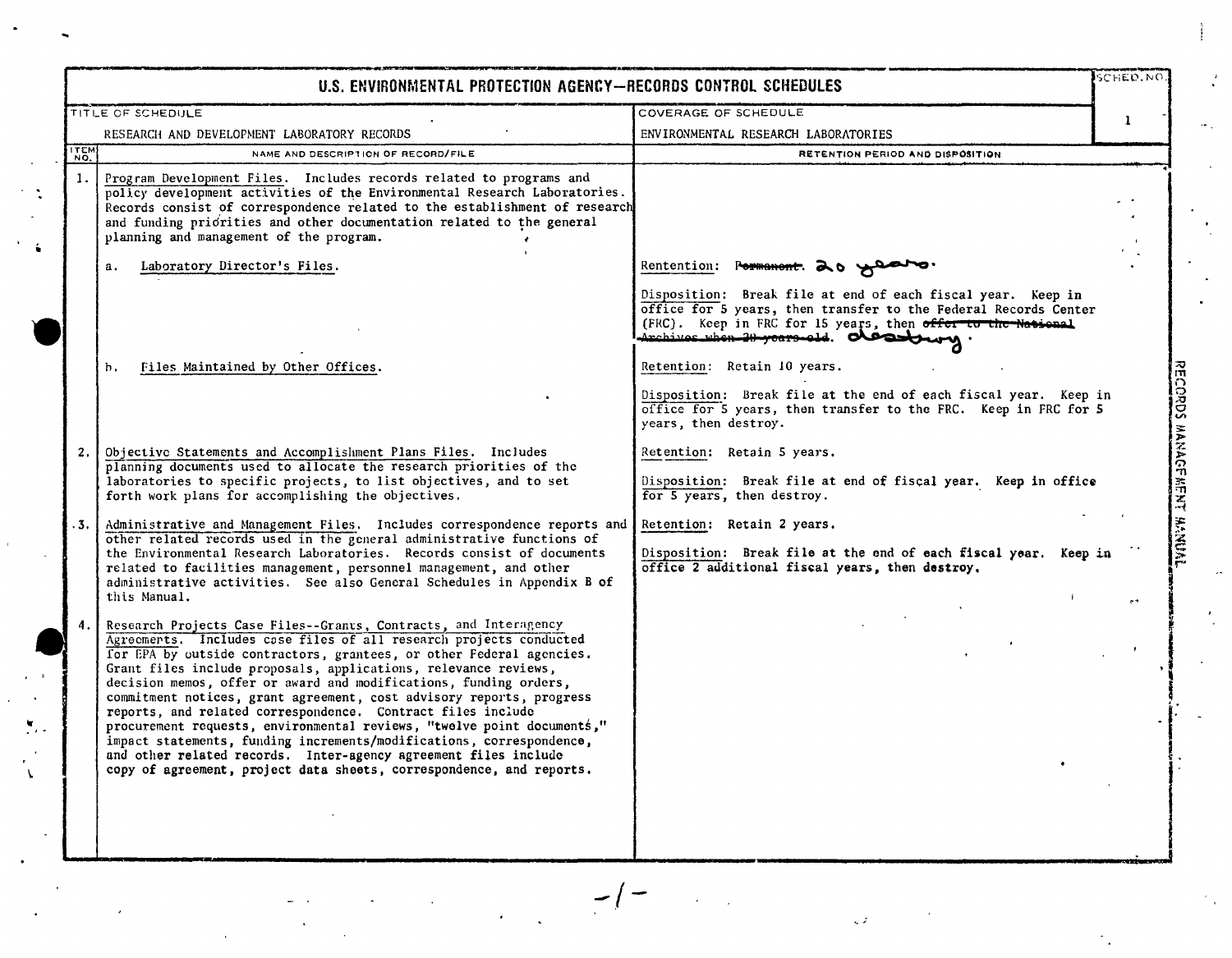# U.S. ENVIRONMENTAL PROTECTION AGENCY—RECORDS CONTROL SCHEDULES

| TITLE OF SCHEDULE | COVERAGE OF SCHEDULE | SCHED. NO. |
|---|---|---|
| RESEARCH AND DEVELOPMENT LABORATORY RECORDS | ENVIRONMENTAL RESEARCH LABORATORIES | 1 |

| ITEM NO. | NAME AND DESCRIPTION OF RECORD/FILE | RETENTION PERIOD AND DISPOSITION |
|---|---|---|
| 1. | Program Development Files. Includes records related to programs and policy development activities of the Environmental Research Laboratories. Records consist of correspondence related to the establishment of research and funding priorities and other documentation related to the general planning and management of the program. | |
| | a. Laboratory Director's Files. | Rentention: ~~Permanent.~~ 20 years. <br><br> Disposition: Break file at end of each fiscal year. Keep in office for 5 years, then transfer to the Federal Records Center (FRC). Keep in FRC for 15 years, then ~~offer to the National Archives when 20 years old.~~ destroy. |
| | b. Files Maintained by Other Offices. | Retention: Retain 10 years. <br><br> Disposition: Break file at the end of each fiscal year. Keep in office for 5 years, then transfer to the FRC. Keep in FRC for 5 years, then destroy. |
| 2. | Objective Statements and Accomplishment Plans Files. Includes planning documents used to allocate the research priorities of the laboratories to specific projects, to list objectives, and to set forth work plans for accomplishing the objectives. | Retention: Retain 5 years. <br><br> Disposition: Break file at end of fiscal year. Keep in office for 5 years, then destroy. |
| 3. | Administrative and Management Files. Includes correspondence reports and other related records used in the general administrative functions of the Environmental Research Laboratories. Records consist of documents related to facilities management, personnel management, and other administrative activities. See also General Schedules in Appendix B of this Manual. | Retention: Retain 2 years. <br><br> Disposition: Break file at the end of each fiscal year. Keep in office 2 additional fiscal years, then destroy. |
| 4. | Research Projects Case Files--Grants, Contracts, and Interagency Agreements. Includes case files of all research projects conducted for EPA by outside contractors, grantees, or other Federal agencies. Grant files include proposals, applications, relevance reviews, decision memos, offer or award and modifications, funding orders, commitment notices, grant agreement, cost advisory reports, progress reports, and related correspondence. Contract files include procurement requests, environmental reviews, "twelve point documents," impact statements, funding increments/modifications, correspondence, and other related records. Inter-agency agreement files include copy of agreement, project data sheets, correspondence, and reports. | |

RECORDS MANAGEMENT MANUAL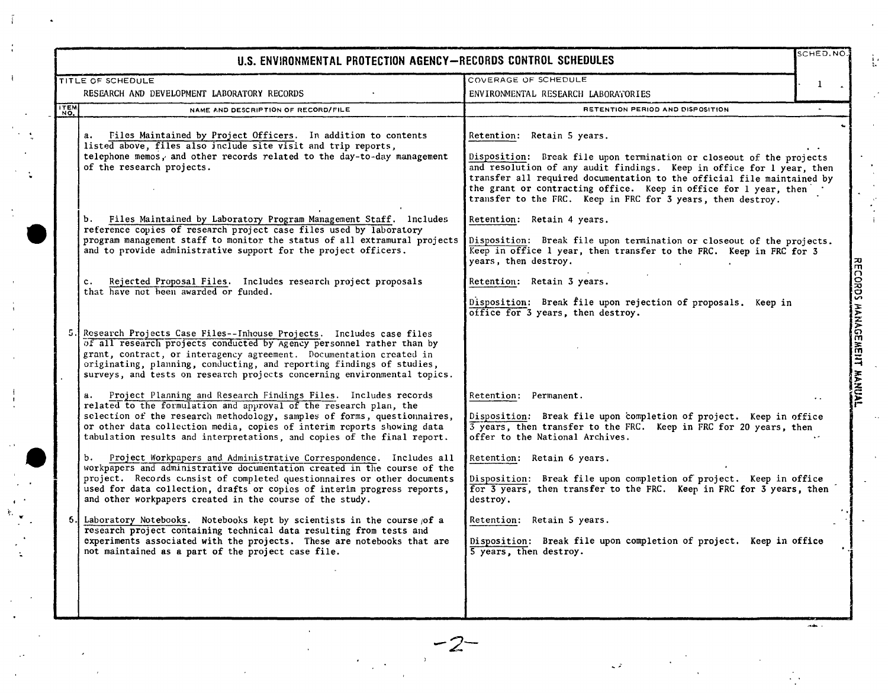# U.S. ENVIRONMENTAL PROTECTION AGENCY—RECORDS CONTROL SCHEDULES

| TITLE OF SCHEDULE | COVERAGE OF SCHEDULE | SCHED. NO. |
|---|---|---|
| RESEARCH AND DEVELOPMENT LABORATORY RECORDS | ENVIRONMENTAL RESEARCH LABORATORIES | 1 |

| ITEM NO. | NAME AND DESCRIPTION OF RECORD/FILE | RETENTION PERIOD AND DISPOSITION |
|---|---|---|
| | a. Files Maintained by Project Officers. In addition to contents listed above, files also include site visit and trip reports, telephone memos, and other records related to the day-to-day management of the research projects. | Retention: Retain 5 years.<br><br>Disposition: Break file upon termination or closeout of the projects and resolution of any audit findings. Keep in office for 1 year, then transfer all required documentation to the official file maintained by the grant or contracting office. Keep in office for 1 year, then transfer to the FRC. Keep in FRC for 3 years, then destroy. |
| | b. Files Maintained by Laboratory Program Management Staff. Includes reference copies of research project case files used by laboratory program management staff to monitor the status of all extramural projects and to provide administrative support for the project officers. | Retention: Retain 4 years.<br><br>Disposition: Break file upon termination or closeout of the projects. Keep in office 1 year, then transfer to the FRC. Keep in FRC for 3 years, then destroy. |
| | c. Rejected Proposal Files. Includes research project proposals that have not been awarded or funded. | Retention: Retain 3 years.<br><br>Disposition: Break file upon rejection of proposals. Keep in office for 3 years, then destroy. |
| 5. | Research Projects Case Files--Inhouse Projects. Includes case files of all research projects conducted by Agency personnel rather than by grant, contract, or interagency agreement. Documentation created in originating, planning, conducting, and reporting findings of studies, surveys, and tests on research projects concerning environmental topics. | |
| | a. Project Planning and Research Findings Files. Includes records related to the formulation and approval of the research plan, the selection of the research methodology, samples of forms, questionnaires, or other data collection media, copies of interim reports showing data tabulation results and interpretations, and copies of the final report. | Retention: Permanent.<br><br>Disposition: Break file upon completion of project. Keep in office 3 years, then transfer to the FRC. Keep in FRC for 20 years, then offer to the National Archives. |
| | b. Project Workpapers and Administrative Correspondence. Includes all workpapers and administrative documentation created in the course of the project. Records consist of completed questionnaires or other documents used for data collection, drafts or copies of interim progress reports, and other workpapers created in the course of the study. | Retention: Retain 6 years.<br><br>Disposition: Break file upon completion of project. Keep in office for 3 years, then transfer to the FRC. Keep in FRC for 3 years, then destroy. |
| 6. | Laboratory Notebooks. Notebooks kept by scientists in the course of a research project containing technical data resulting from tests and experiments associated with the projects. These are notebooks that are not maintained as a part of the project case file. | Retention: Retain 5 years.<br><br>Disposition: Break file upon completion of project. Keep in office 5 years, then destroy. |

RECORDS MANAGEMENT MANUAL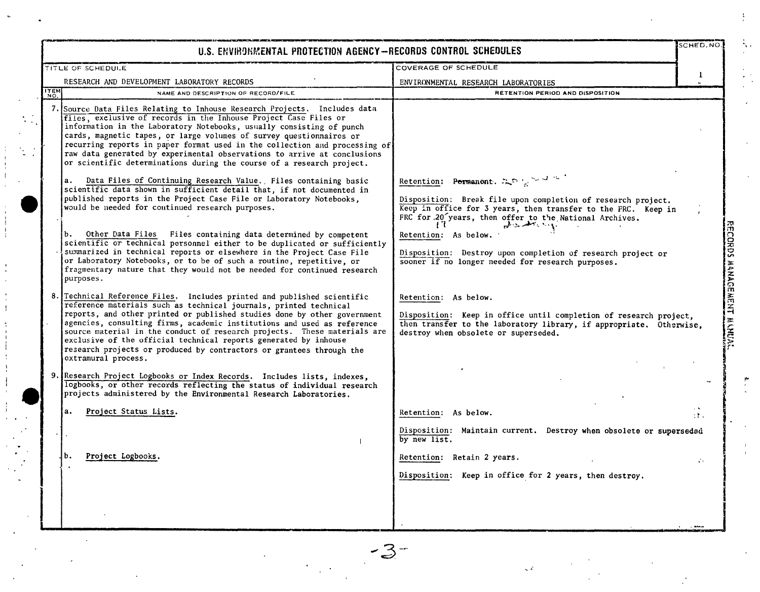# U.S. ENVIRONMENTAL PROTECTION AGENCY—RECORDS CONTROL SCHEDULES

| TITLE OF SCHEDULE | COVERAGE OF SCHEDULE | SCHED. NO. |
|---|---|---|
| RESEARCH AND DEVELOPMENT LABORATORY RECORDS | ENVIRONMENTAL RESEARCH LABORATORIES | 1 |

| ITEM NO. | NAME AND DESCRIPTION OF RECORD/FILE | RETENTION PERIOD AND DISPOSITION |
|---|---|---|
| 7. | Source Data Files Relating to Inhouse Research Projects. Includes data files, exclusive of records in the Inhouse Project Case Files or information in the Laboratory Notebooks, usually consisting of punch cards, magnetic tapes, or large volumes of survey questionnaires or recurring reports in paper format used in the collection and processing of raw data generated by experimental observations to arrive at conclusions or scientific determinations during the course of a research project. | |
| | a. Data Files of Continuing Research Value. Files containing basic scientific data shown in sufficient detail that, if not documented in published reports in the Project Case File or Laboratory Notebooks, would be needed for continued research purposes. | Retention: Permanent.<br><br>Disposition: Break file upon completion of research project. Keep in office for 3 years, then transfer to the FRC. Keep in FRC for 20 years, then offer to the National Archives. |
| | b. Other Data Files Files containing data determined by competent scientific or technical personnel either to be duplicated or sufficiently summarized in technical reports or elsewhere in the Project Case File or Laboratory Notebooks, or to be of such a routine, repetitive, or fragmentary nature that they would not be needed for continued research purposes. | Retention: As below.<br><br>Disposition: Destroy upon completion of research project or sooner if no longer needed for research purposes. |
| 8. | Technical Reference Files. Includes printed and published scientific reference materials such as technical journals, printed technical reports, and other printed or published studies done by other government agencies, consulting firms, academic institutions and used as reference source material in the conduct of research projects. These materials are exclusive of the official technical reports generated by inhouse research projects or produced by contractors or grantees through the extramural process. | Retention: As below.<br><br>Disposition: Keep in office until completion of research project, then transfer to the laboratory library, if appropriate. Otherwise, destroy when obsolete or superseded. |
| 9. | Research Project Logbooks or Index Records. Includes lists, indexes, logbooks, or other records reflecting the status of individual research projects administered by the Environmental Research Laboratories. | |
| | a. Project Status Lists. | Retention: As below.<br><br>Disposition: Maintain current. Destroy when obsolete or superseded by new list. |
| | b. Project Logbooks. | Retention: Retain 2 years.<br><br>Disposition: Keep in office for 2 years, then destroy. |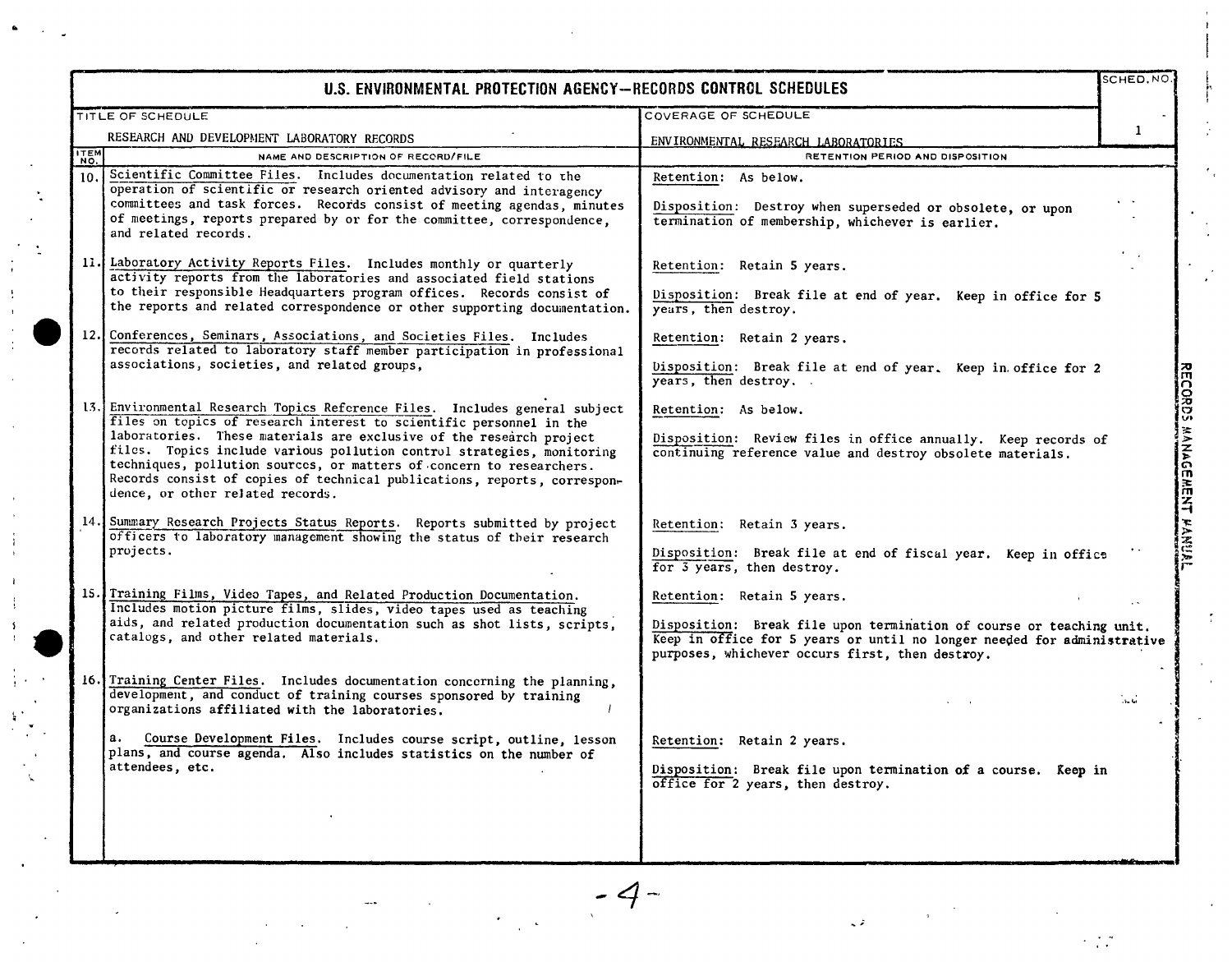# U.S. ENVIRONMENTAL PROTECTION AGENCY—RECORDS CONTROL SCHEDULES

| TITLE OF SCHEDULE | COVERAGE OF SCHEDULE | SCHED. NO. |
|---|---|---|
| RESEARCH AND DEVELOPMENT LABORATORY RECORDS | ENVIRONMENTAL RESEARCH LABORATORIES | 1 |

| ITEM NO. | NAME AND DESCRIPTION OF RECORD/FILE | RETENTION PERIOD AND DISPOSITION |
|---|---|---|
| 10. | Scientific Committee Files. Includes documentation related to the operation of scientific or research oriented advisory and interagency committees and task forces. Records consist of meeting agendas, minutes of meetings, reports prepared by or for the committee, correspondence, and related records. | Retention: As below.<br><br>Disposition: Destroy when superseded or obsolete, or upon termination of membership, whichever is earlier. |
| 11. | Laboratory Activity Reports Files. Includes monthly or quarterly activity reports from the laboratories and associated field stations to their responsible Headquarters program offices. Records consist of the reports and related correspondence or other supporting documentation. | Retention: Retain 5 years.<br><br>Disposition: Break file at end of year. Keep in office for 5 years, then destroy. |
| 12. | Conferences, Seminars, Associations, and Societies Files. Includes records related to laboratory staff member participation in professional associations, societies, and related groups, | Retention: Retain 2 years.<br><br>Disposition: Break file at end of year. Keep in office for 2 years, then destroy. |
| 13. | Environmental Research Topics Reference Files. Includes general subject files on topics of research interest to scientific personnel in the laboratories. These materials are exclusive of the research project files. Topics include various pollution control strategies, monitoring techniques, pollution sources, or matters of concern to researchers. Records consist of copies of technical publications, reports, correspondence, or other related records. | Retention: As below.<br><br>Disposition: Review files in office annually. Keep records of continuing reference value and destroy obsolete materials. |
| 14. | Summary Research Projects Status Reports. Reports submitted by project officers to laboratory management showing the status of their research projects. | Retention: Retain 3 years.<br><br>Disposition: Break file at end of fiscal year. Keep in office for 3 years, then destroy. |
| 15. | Training Films, Video Tapes, and Related Production Documentation. Includes motion picture films, slides, video tapes used as teaching aids, and related production documentation such as shot lists, scripts, catalogs, and other related materials. | Retention: Retain 5 years.<br><br>Disposition: Break file upon termination of course or teaching unit. Keep in office for 5 years or until no longer needed for administrative purposes, whichever occurs first, then destroy. |
| 16. | Training Center Files. Includes documentation concerning the planning, development, and conduct of training courses sponsored by training organizations affiliated with the laboratories. | |
| | a. Course Development Files. Includes course script, outline, lesson plans, and course agenda. Also includes statistics on the number of attendees, etc. | Retention: Retain 2 years.<br><br>Disposition: Break file upon termination of a course. Keep in office for 2 years, then destroy. |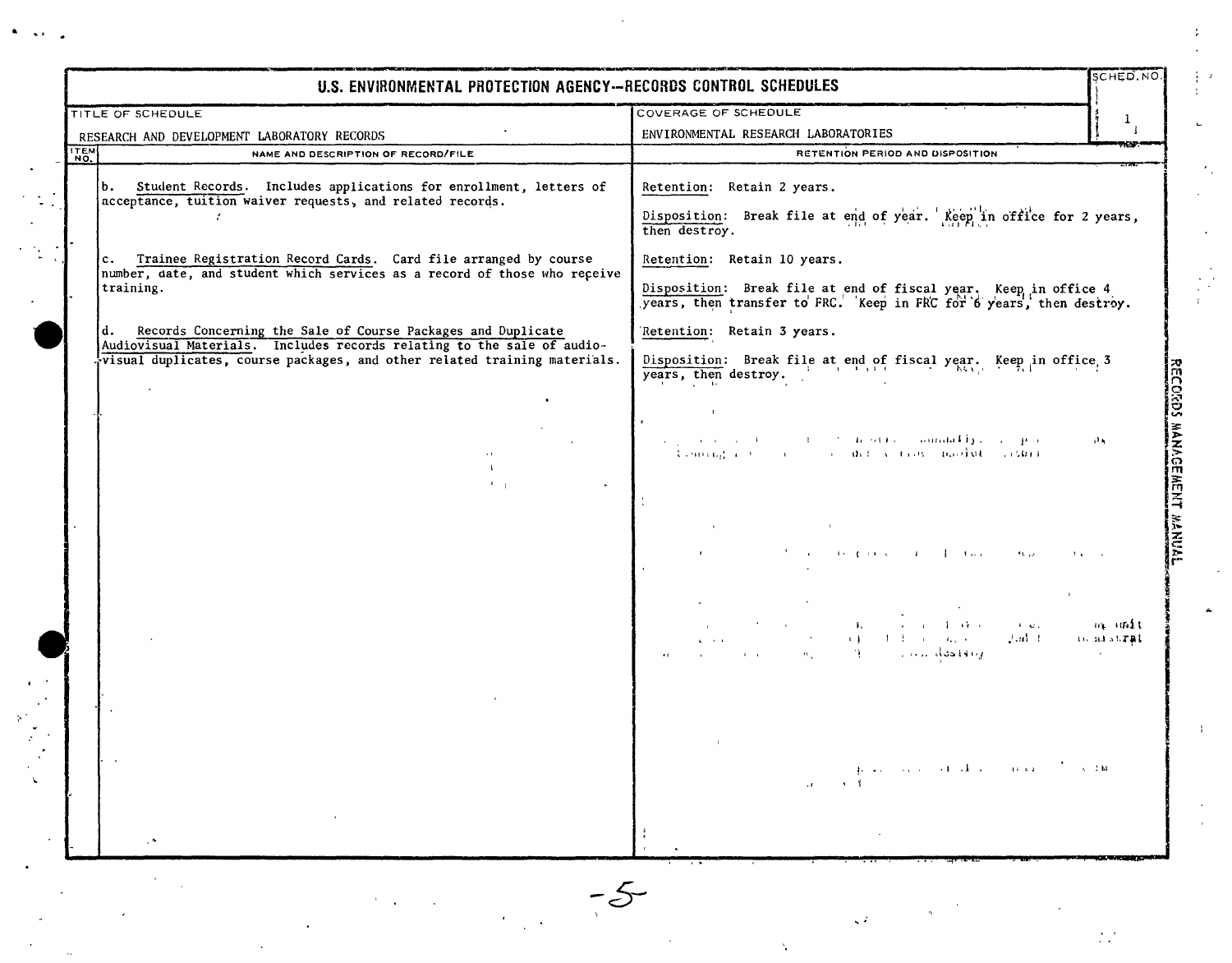# U.S. ENVIRONMENTAL PROTECTION AGENCY--RECORDS CONTROL SCHEDULES

| TITLE OF SCHEDULE | COVERAGE OF SCHEDULE | SCHED. NO. |
|---|---|---|
| RESEARCH AND DEVELOPMENT LABORATORY RECORDS | ENVIRONMENTAL RESEARCH LABORATORIES | 1 |

| ITEM NO. | NAME AND DESCRIPTION OF RECORD/FILE | RETENTION PERIOD AND DISPOSITION |
|---|---|---|
| | b. Student Records. Includes applications for enrollment, letters of acceptance, tuition waiver requests, and related records. | Retention: Retain 2 years. Disposition: Break file at end of year. Keep in office for 2 years, then destroy. |
| | c. Trainee Registration Record Cards. Card file arranged by course number, date, and student which services as a record of those who receive training. | Retention: Retain 10 years. Disposition: Break file at end of fiscal year. Keep in office 4 years, then transfer to FRC. Keep in FRC for 6 years, then destroy. |
| | d. Records Concerning the Sale of Course Packages and Duplicate Audiovisual Materials. Includes records relating to the sale of audio-visual duplicates, course packages, and other related training materials. | Retention: Retain 3 years. Disposition: Break file at end of fiscal year. Keep in office 3 years, then destroy. |

RECORDS MANAGEMENT MANUAL